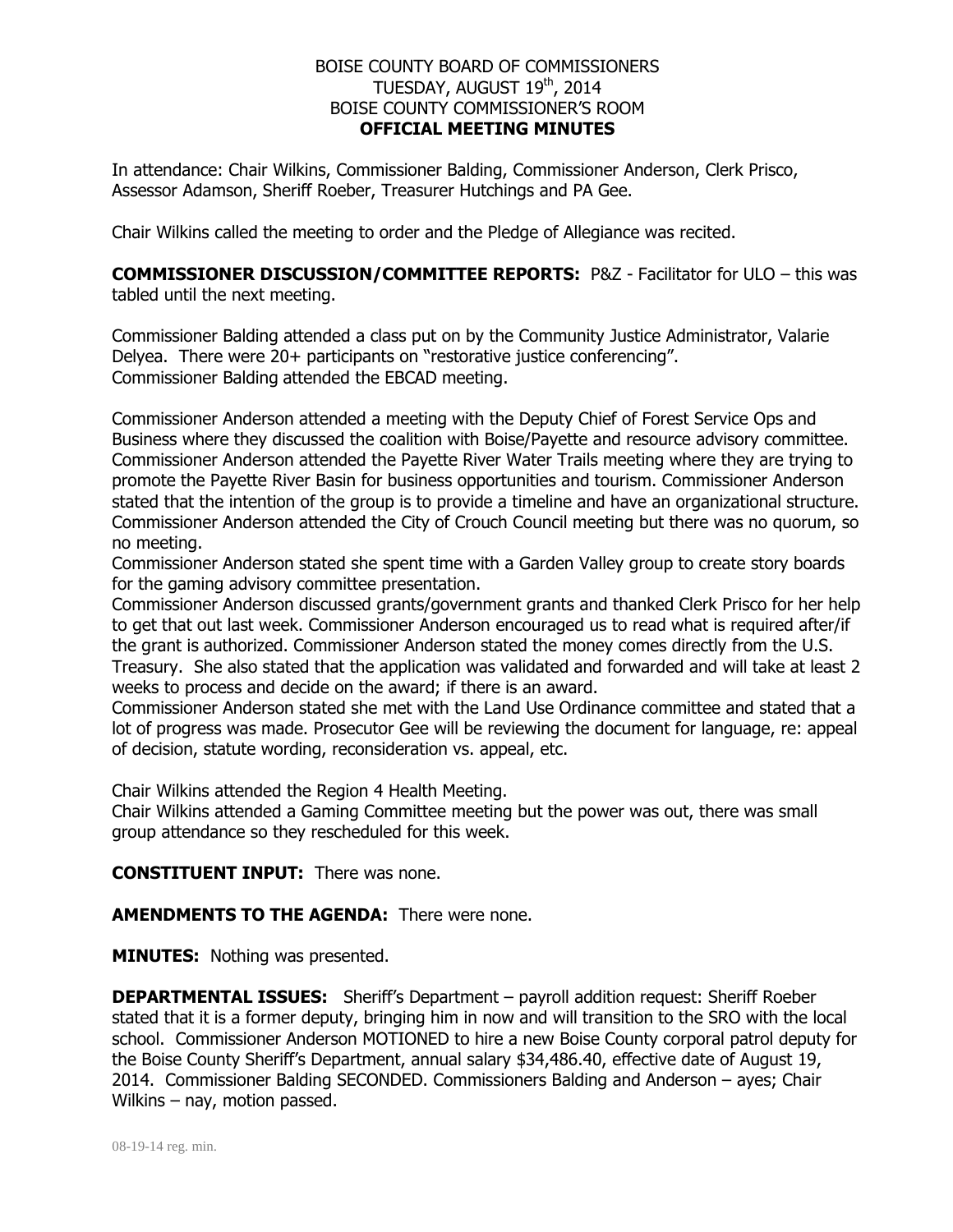BOISE COUNTY BOARD OF COMMISSIONERS
TUESDAY, AUGUST 19th, 2014
BOISE COUNTY COMMISSIONER'S ROOM
**OFFICIAL MEETING MINUTES**

In attendance: Chair Wilkins, Commissioner Balding, Commissioner Anderson, Clerk Prisco, Assessor Adamson, Sheriff Roeber, Treasurer Hutchings and PA Gee.

Chair Wilkins called the meeting to order and the Pledge of Allegiance was recited.

**COMMISSIONER DISCUSSION/COMMITTEE REPORTS:** P&Z - Facilitator for ULO – this was tabled until the next meeting.

Commissioner Balding attended a class put on by the Community Justice Administrator, Valarie Delyea. There were 20+ participants on "restorative justice conferencing".
Commissioner Balding attended the EBCAD meeting.

Commissioner Anderson attended a meeting with the Deputy Chief of Forest Service Ops and Business where they discussed the coalition with Boise/Payette and resource advisory committee. Commissioner Anderson attended the Payette River Water Trails meeting where they are trying to promote the Payette River Basin for business opportunities and tourism. Commissioner Anderson stated that the intention of the group is to provide a timeline and have an organizational structure. Commissioner Anderson attended the City of Crouch Council meeting but there was no quorum, so no meeting.
Commissioner Anderson stated she spent time with a Garden Valley group to create story boards for the gaming advisory committee presentation.
Commissioner Anderson discussed grants/government grants and thanked Clerk Prisco for her help to get that out last week. Commissioner Anderson encouraged us to read what is required after/if the grant is authorized. Commissioner Anderson stated the money comes directly from the U.S. Treasury. She also stated that the application was validated and forwarded and will take at least 2 weeks to process and decide on the award; if there is an award.
Commissioner Anderson stated she met with the Land Use Ordinance committee and stated that a lot of progress was made. Prosecutor Gee will be reviewing the document for language, re: appeal of decision, statute wording, reconsideration vs. appeal, etc.

Chair Wilkins attended the Region 4 Health Meeting.
Chair Wilkins attended a Gaming Committee meeting but the power was out, there was small group attendance so they rescheduled for this week.

**CONSTITUENT INPUT:** There was none.

**AMENDMENTS TO THE AGENDA:** There were none.

**MINUTES:** Nothing was presented.

**DEPARTMENTAL ISSUES:** Sheriff's Department – payroll addition request: Sheriff Roeber stated that it is a former deputy, bringing him in now and will transition to the SRO with the local school. Commissioner Anderson MOTIONED to hire a new Boise County corporal patrol deputy for the Boise County Sheriff's Department, annual salary $34,486.40, effective date of August 19, 2014. Commissioner Balding SECONDED. Commissioners Balding and Anderson – ayes; Chair Wilkins – nay, motion passed.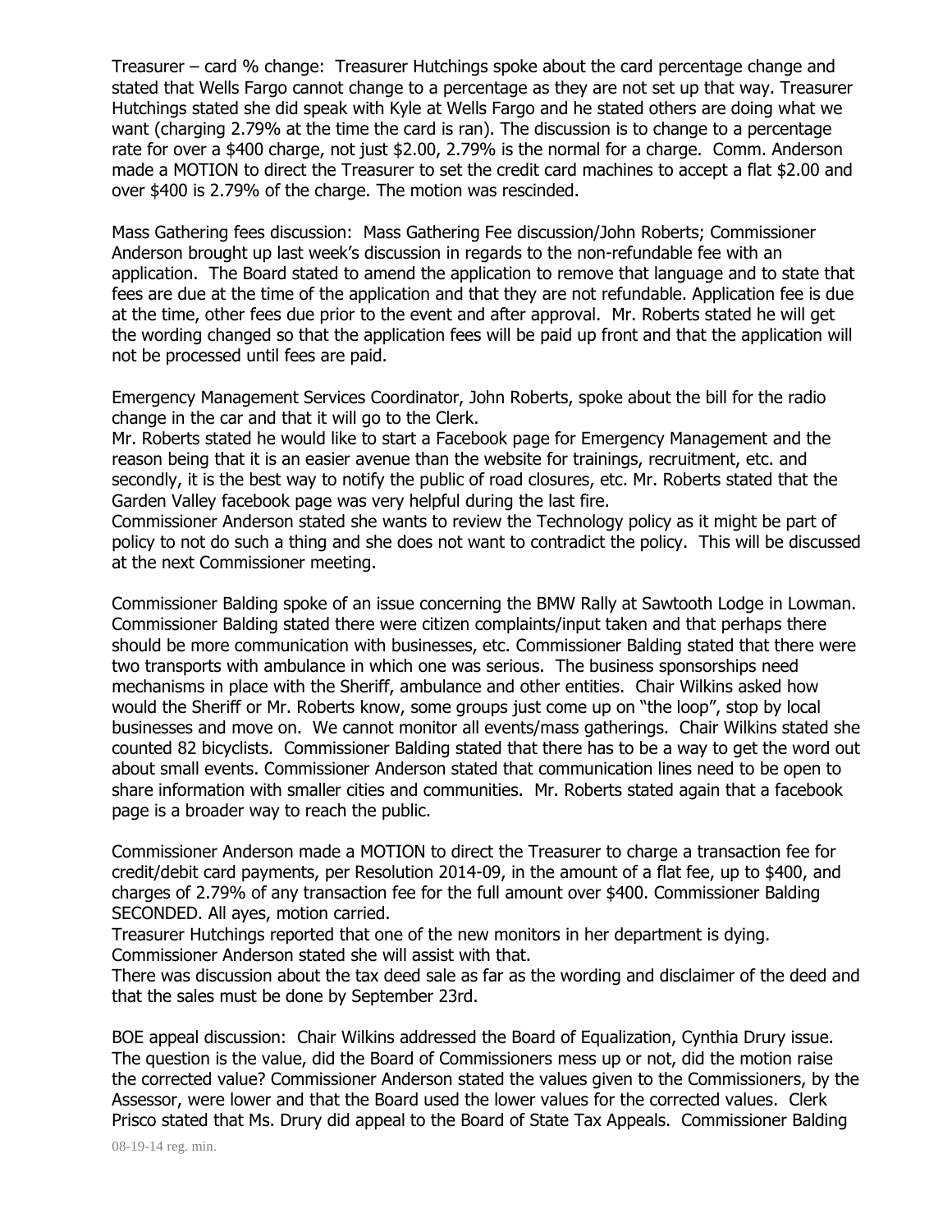Treasurer – card % change: Treasurer Hutchings spoke about the card percentage change and stated that Wells Fargo cannot change to a percentage as they are not set up that way. Treasurer Hutchings stated she did speak with Kyle at Wells Fargo and he stated others are doing what we want (charging 2.79% at the time the card is ran). The discussion is to change to a percentage rate for over a $400 charge, not just $2.00, 2.79% is the normal for a charge. Comm. Anderson made a MOTION to direct the Treasurer to set the credit card machines to accept a flat $2.00 and over $400 is 2.79% of the charge. The motion was rescinded.

Mass Gathering fees discussion: Mass Gathering Fee discussion/John Roberts; Commissioner Anderson brought up last week's discussion in regards to the non-refundable fee with an application. The Board stated to amend the application to remove that language and to state that fees are due at the time of the application and that they are not refundable. Application fee is due at the time, other fees due prior to the event and after approval. Mr. Roberts stated he will get the wording changed so that the application fees will be paid up front and that the application will not be processed until fees are paid.

Emergency Management Services Coordinator, John Roberts, spoke about the bill for the radio change in the car and that it will go to the Clerk.
Mr. Roberts stated he would like to start a Facebook page for Emergency Management and the reason being that it is an easier avenue than the website for trainings, recruitment, etc. and secondly, it is the best way to notify the public of road closures, etc. Mr. Roberts stated that the Garden Valley facebook page was very helpful during the last fire.
Commissioner Anderson stated she wants to review the Technology policy as it might be part of policy to not do such a thing and she does not want to contradict the policy. This will be discussed at the next Commissioner meeting.

Commissioner Balding spoke of an issue concerning the BMW Rally at Sawtooth Lodge in Lowman. Commissioner Balding stated there were citizen complaints/input taken and that perhaps there should be more communication with businesses, etc. Commissioner Balding stated that there were two transports with ambulance in which one was serious. The business sponsorships need mechanisms in place with the Sheriff, ambulance and other entities. Chair Wilkins asked how would the Sheriff or Mr. Roberts know, some groups just come up on "the loop", stop by local businesses and move on. We cannot monitor all events/mass gatherings. Chair Wilkins stated she counted 82 bicyclists. Commissioner Balding stated that there has to be a way to get the word out about small events. Commissioner Anderson stated that communication lines need to be open to share information with smaller cities and communities. Mr. Roberts stated again that a facebook page is a broader way to reach the public.

Commissioner Anderson made a MOTION to direct the Treasurer to charge a transaction fee for credit/debit card payments, per Resolution 2014-09, in the amount of a flat fee, up to $400, and charges of 2.79% of any transaction fee for the full amount over $400. Commissioner Balding SECONDED. All ayes, motion carried.
Treasurer Hutchings reported that one of the new monitors in her department is dying. Commissioner Anderson stated she will assist with that.
There was discussion about the tax deed sale as far as the wording and disclaimer of the deed and that the sales must be done by September 23rd.

BOE appeal discussion: Chair Wilkins addressed the Board of Equalization, Cynthia Drury issue. The question is the value, did the Board of Commissioners mess up or not, did the motion raise the corrected value? Commissioner Anderson stated the values given to the Commissioners, by the Assessor, were lower and that the Board used the lower values for the corrected values. Clerk Prisco stated that Ms. Drury did appeal to the Board of State Tax Appeals. Commissioner Balding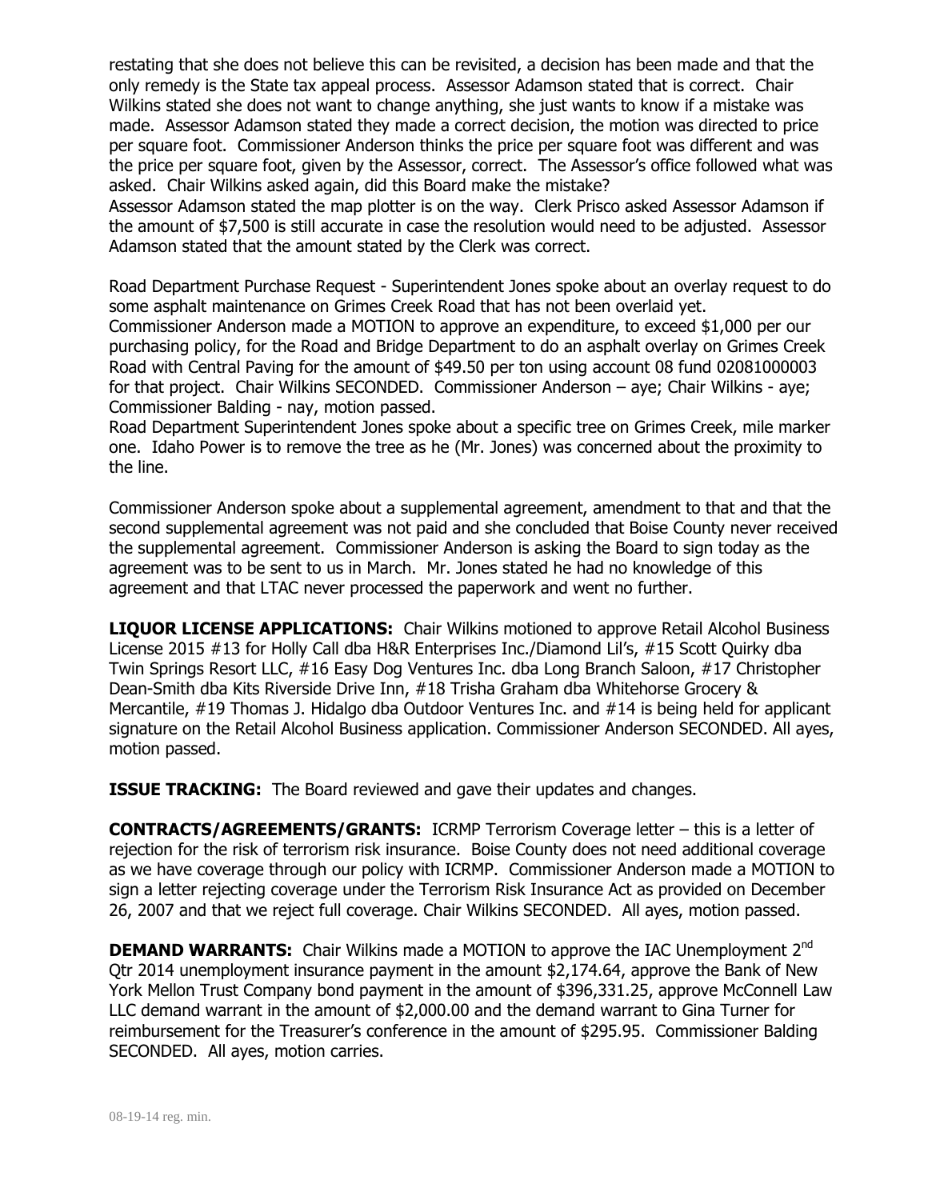restating that she does not believe this can be revisited, a decision has been made and that the only remedy is the State tax appeal process. Assessor Adamson stated that is correct. Chair Wilkins stated she does not want to change anything, she just wants to know if a mistake was made. Assessor Adamson stated they made a correct decision, the motion was directed to price per square foot. Commissioner Anderson thinks the price per square foot was different and was the price per square foot, given by the Assessor, correct. The Assessor's office followed what was asked. Chair Wilkins asked again, did this Board make the mistake?
Assessor Adamson stated the map plotter is on the way. Clerk Prisco asked Assessor Adamson if the amount of $7,500 is still accurate in case the resolution would need to be adjusted. Assessor Adamson stated that the amount stated by the Clerk was correct.

Road Department Purchase Request - Superintendent Jones spoke about an overlay request to do some asphalt maintenance on Grimes Creek Road that has not been overlaid yet.
Commissioner Anderson made a MOTION to approve an expenditure, to exceed $1,000 per our purchasing policy, for the Road and Bridge Department to do an asphalt overlay on Grimes Creek Road with Central Paving for the amount of $49.50 per ton using account 08 fund 02081000003 for that project. Chair Wilkins SECONDED. Commissioner Anderson – aye; Chair Wilkins - aye; Commissioner Balding - nay, motion passed.
Road Department Superintendent Jones spoke about a specific tree on Grimes Creek, mile marker one. Idaho Power is to remove the tree as he (Mr. Jones) was concerned about the proximity to the line.

Commissioner Anderson spoke about a supplemental agreement, amendment to that and that the second supplemental agreement was not paid and she concluded that Boise County never received the supplemental agreement. Commissioner Anderson is asking the Board to sign today as the agreement was to be sent to us in March. Mr. Jones stated he had no knowledge of this agreement and that LTAC never processed the paperwork and went no further.

**LIQUOR LICENSE APPLICATIONS:** Chair Wilkins motioned to approve Retail Alcohol Business License 2015 #13 for Holly Call dba H&R Enterprises Inc./Diamond Lil's, #15 Scott Quirky dba Twin Springs Resort LLC, #16 Easy Dog Ventures Inc. dba Long Branch Saloon, #17 Christopher Dean-Smith dba Kits Riverside Drive Inn, #18 Trisha Graham dba Whitehorse Grocery & Mercantile, #19 Thomas J. Hidalgo dba Outdoor Ventures Inc. and #14 is being held for applicant signature on the Retail Alcohol Business application. Commissioner Anderson SECONDED. All ayes, motion passed.

**ISSUE TRACKING:** The Board reviewed and gave their updates and changes.

**CONTRACTS/AGREEMENTS/GRANTS:** ICRMP Terrorism Coverage letter – this is a letter of rejection for the risk of terrorism risk insurance. Boise County does not need additional coverage as we have coverage through our policy with ICRMP. Commissioner Anderson made a MOTION to sign a letter rejecting coverage under the Terrorism Risk Insurance Act as provided on December 26, 2007 and that we reject full coverage. Chair Wilkins SECONDED. All ayes, motion passed.

**DEMAND WARRANTS:** Chair Wilkins made a MOTION to approve the IAC Unemployment 2nd Qtr 2014 unemployment insurance payment in the amount $2,174.64, approve the Bank of New York Mellon Trust Company bond payment in the amount of $396,331.25, approve McConnell Law LLC demand warrant in the amount of $2,000.00 and the demand warrant to Gina Turner for reimbursement for the Treasurer's conference in the amount of $295.95. Commissioner Balding SECONDED. All ayes, motion carries.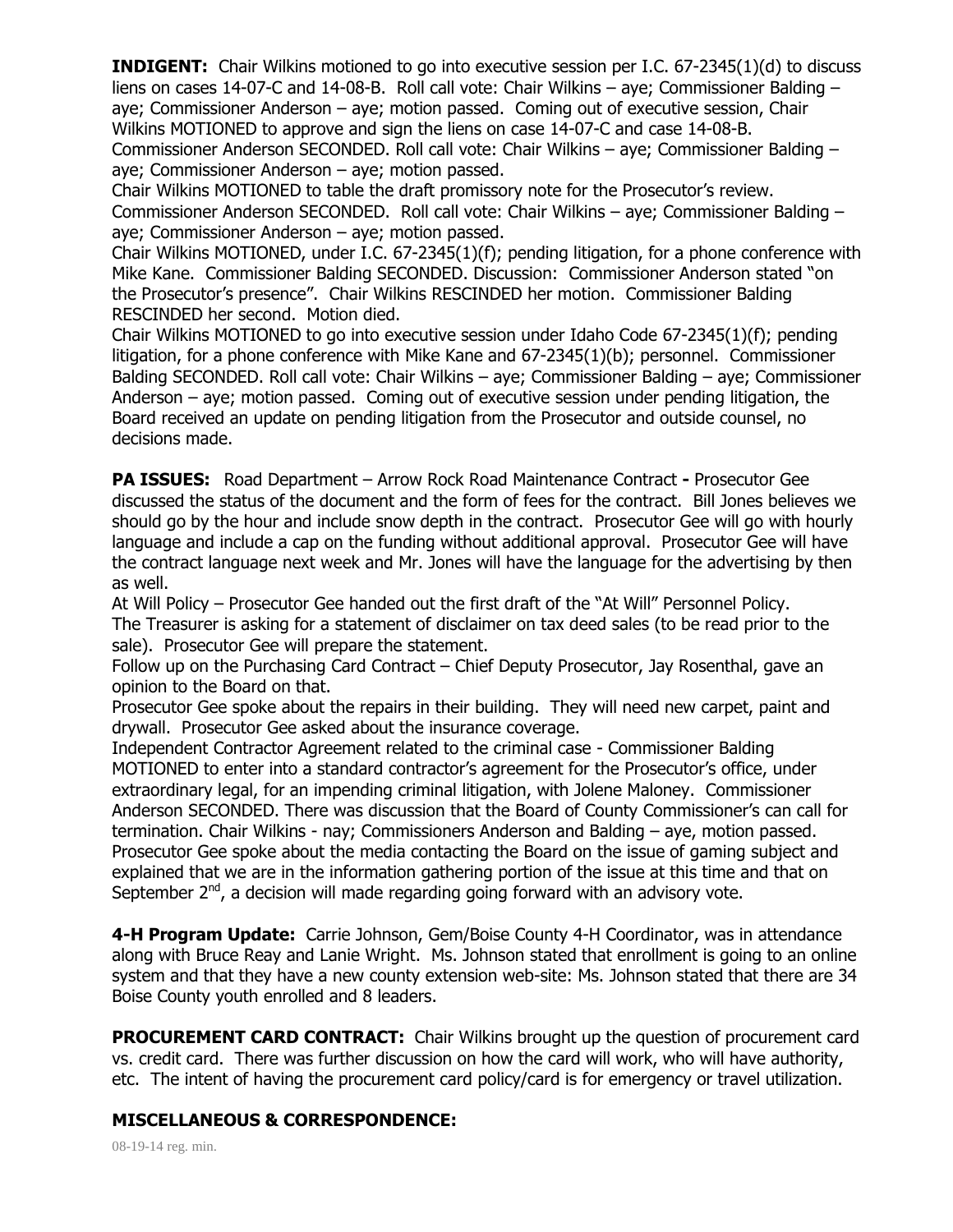**INDIGENT:** Chair Wilkins motioned to go into executive session per I.C. 67-2345(1)(d) to discuss liens on cases 14-07-C and 14-08-B. Roll call vote: Chair Wilkins – aye; Commissioner Balding – aye; Commissioner Anderson – aye; motion passed. Coming out of executive session, Chair Wilkins MOTIONED to approve and sign the liens on case 14-07-C and case 14-08-B. Commissioner Anderson SECONDED. Roll call vote: Chair Wilkins – aye; Commissioner Balding – aye; Commissioner Anderson – aye; motion passed.

Chair Wilkins MOTIONED to table the draft promissory note for the Prosecutor's review. Commissioner Anderson SECONDED. Roll call vote: Chair Wilkins – aye; Commissioner Balding – aye; Commissioner Anderson – aye; motion passed.

Chair Wilkins MOTIONED, under I.C. 67-2345(1)(f); pending litigation, for a phone conference with Mike Kane. Commissioner Balding SECONDED. Discussion: Commissioner Anderson stated "on the Prosecutor's presence". Chair Wilkins RESCINDED her motion. Commissioner Balding RESCINDED her second. Motion died.

Chair Wilkins MOTIONED to go into executive session under Idaho Code 67-2345(1)(f); pending litigation, for a phone conference with Mike Kane and 67-2345(1)(b); personnel. Commissioner Balding SECONDED. Roll call vote: Chair Wilkins – aye; Commissioner Balding – aye; Commissioner Anderson – aye; motion passed. Coming out of executive session under pending litigation, the Board received an update on pending litigation from the Prosecutor and outside counsel, no decisions made.

**PA ISSUES:** Road Department – Arrow Rock Road Maintenance Contract **-** Prosecutor Gee discussed the status of the document and the form of fees for the contract. Bill Jones believes we should go by the hour and include snow depth in the contract. Prosecutor Gee will go with hourly language and include a cap on the funding without additional approval. Prosecutor Gee will have the contract language next week and Mr. Jones will have the language for the advertising by then as well.

At Will Policy – Prosecutor Gee handed out the first draft of the "At Will" Personnel Policy.

The Treasurer is asking for a statement of disclaimer on tax deed sales (to be read prior to the sale). Prosecutor Gee will prepare the statement.

Follow up on the Purchasing Card Contract – Chief Deputy Prosecutor, Jay Rosenthal, gave an opinion to the Board on that.

Prosecutor Gee spoke about the repairs in their building. They will need new carpet, paint and drywall. Prosecutor Gee asked about the insurance coverage.

Independent Contractor Agreement related to the criminal case - Commissioner Balding MOTIONED to enter into a standard contractor's agreement for the Prosecutor's office, under extraordinary legal, for an impending criminal litigation, with Jolene Maloney. Commissioner Anderson SECONDED. There was discussion that the Board of County Commissioner's can call for termination. Chair Wilkins - nay; Commissioners Anderson and Balding – aye, motion passed.

Prosecutor Gee spoke about the media contacting the Board on the issue of gaming subject and explained that we are in the information gathering portion of the issue at this time and that on September 2nd, a decision will made regarding going forward with an advisory vote.

**4-H Program Update:** Carrie Johnson, Gem/Boise County 4-H Coordinator, was in attendance along with Bruce Reay and Lanie Wright. Ms. Johnson stated that enrollment is going to an online system and that they have a new county extension web-site: Ms. Johnson stated that there are 34 Boise County youth enrolled and 8 leaders.

**PROCUREMENT CARD CONTRACT:** Chair Wilkins brought up the question of procurement card vs. credit card. There was further discussion on how the card will work, who will have authority, etc. The intent of having the procurement card policy/card is for emergency or travel utilization.

## MISCELLANEOUS & CORRESPONDENCE: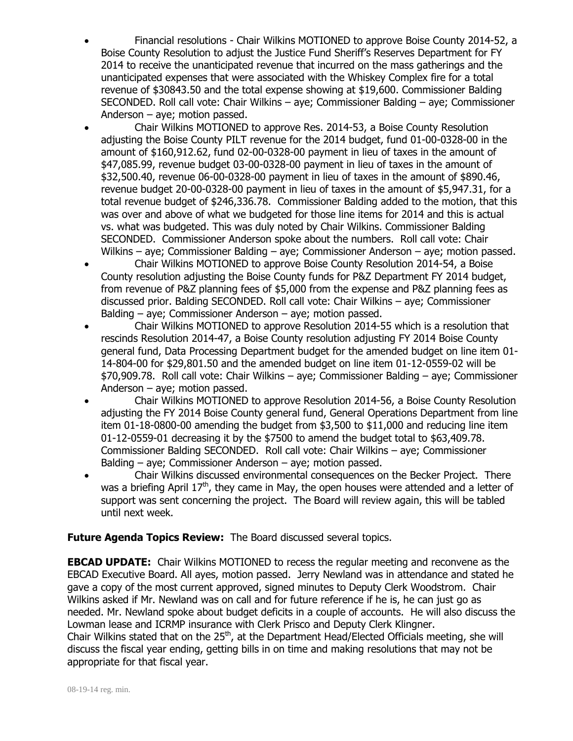- Financial resolutions - Chair Wilkins MOTIONED to approve Boise County 2014-52, a Boise County Resolution to adjust the Justice Fund Sheriff's Reserves Department for FY 2014 to receive the unanticipated revenue that incurred on the mass gatherings and the unanticipated expenses that were associated with the Whiskey Complex fire for a total revenue of $30843.50 and the total expense showing at $19,600. Commissioner Balding SECONDED. Roll call vote: Chair Wilkins – aye; Commissioner Balding – aye; Commissioner Anderson – aye; motion passed.
- Chair Wilkins MOTIONED to approve Res. 2014-53, a Boise County Resolution adjusting the Boise County PILT revenue for the 2014 budget, fund 01-00-0328-00 in the amount of $160,912.62, fund 02-00-0328-00 payment in lieu of taxes in the amount of $47,085.99, revenue budget 03-00-0328-00 payment in lieu of taxes in the amount of $32,500.40, revenue 06-00-0328-00 payment in lieu of taxes in the amount of $890.46, revenue budget 20-00-0328-00 payment in lieu of taxes in the amount of $5,947.31, for a total revenue budget of $246,336.78. Commissioner Balding added to the motion, that this was over and above of what we budgeted for those line items for 2014 and this is actual vs. what was budgeted. This was duly noted by Chair Wilkins. Commissioner Balding SECONDED. Commissioner Anderson spoke about the numbers. Roll call vote: Chair Wilkins – aye; Commissioner Balding – aye; Commissioner Anderson – aye; motion passed.
- Chair Wilkins MOTIONED to approve Boise County Resolution 2014-54, a Boise County resolution adjusting the Boise County funds for P&Z Department FY 2014 budget, from revenue of P&Z planning fees of $5,000 from the expense and P&Z planning fees as discussed prior. Balding SECONDED. Roll call vote: Chair Wilkins – aye; Commissioner Balding – aye; Commissioner Anderson – aye; motion passed.
- Chair Wilkins MOTIONED to approve Resolution 2014-55 which is a resolution that rescinds Resolution 2014-47, a Boise County resolution adjusting FY 2014 Boise County general fund, Data Processing Department budget for the amended budget on line item 01-14-804-00 for $29,801.50 and the amended budget on line item 01-12-0559-02 will be $70,909.78. Roll call vote: Chair Wilkins – aye; Commissioner Balding – aye; Commissioner Anderson – aye; motion passed.
- Chair Wilkins MOTIONED to approve Resolution 2014-56, a Boise County Resolution adjusting the FY 2014 Boise County general fund, General Operations Department from line item 01-18-0800-00 amending the budget from $3,500 to $11,000 and reducing line item 01-12-0559-01 decreasing it by the $7500 to amend the budget total to $63,409.78. Commissioner Balding SECONDED. Roll call vote: Chair Wilkins – aye; Commissioner Balding – aye; Commissioner Anderson – aye; motion passed.
- Chair Wilkins discussed environmental consequences on the Becker Project. There was a briefing April 17th, they came in May, the open houses were attended and a letter of support was sent concerning the project. The Board will review again, this will be tabled until next week.

**Future Agenda Topics Review:** The Board discussed several topics.

**EBCAD UPDATE:** Chair Wilkins MOTIONED to recess the regular meeting and reconvene as the EBCAD Executive Board. All ayes, motion passed. Jerry Newland was in attendance and stated he gave a copy of the most current approved, signed minutes to Deputy Clerk Woodstrom. Chair Wilkins asked if Mr. Newland was on call and for future reference if he is, he can just go as needed. Mr. Newland spoke about budget deficits in a couple of accounts. He will also discuss the Lowman lease and ICRMP insurance with Clerk Prisco and Deputy Clerk Klingner.
Chair Wilkins stated that on the 25th, at the Department Head/Elected Officials meeting, she will discuss the fiscal year ending, getting bills in on time and making resolutions that may not be appropriate for that fiscal year.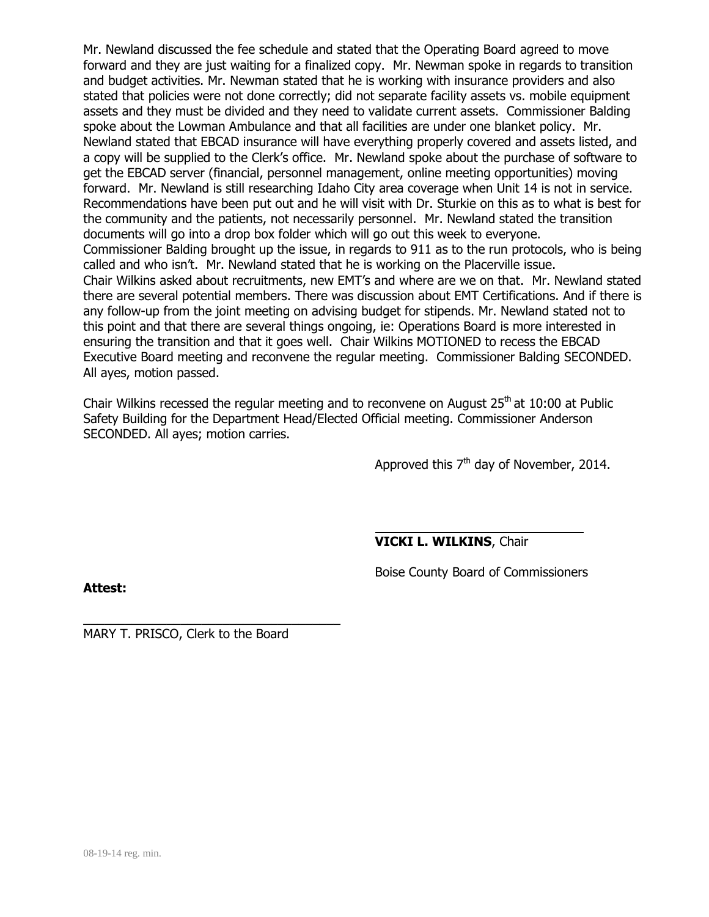Mr. Newland discussed the fee schedule and stated that the Operating Board agreed to move forward and they are just waiting for a finalized copy. Mr. Newman spoke in regards to transition and budget activities. Mr. Newman stated that he is working with insurance providers and also stated that policies were not done correctly; did not separate facility assets vs. mobile equipment assets and they must be divided and they need to validate current assets. Commissioner Balding spoke about the Lowman Ambulance and that all facilities are under one blanket policy. Mr. Newland stated that EBCAD insurance will have everything properly covered and assets listed, and a copy will be supplied to the Clerk's office. Mr. Newland spoke about the purchase of software to get the EBCAD server (financial, personnel management, online meeting opportunities) moving forward. Mr. Newland is still researching Idaho City area coverage when Unit 14 is not in service. Recommendations have been put out and he will visit with Dr. Sturkie on this as to what is best for the community and the patients, not necessarily personnel. Mr. Newland stated the transition documents will go into a drop box folder which will go out this week to everyone. Commissioner Balding brought up the issue, in regards to 911 as to the run protocols, who is being called and who isn't. Mr. Newland stated that he is working on the Placerville issue. Chair Wilkins asked about recruitments, new EMT's and where are we on that. Mr. Newland stated there are several potential members. There was discussion about EMT Certifications. And if there is any follow-up from the joint meeting on advising budget for stipends. Mr. Newland stated not to this point and that there are several things ongoing, ie: Operations Board is more interested in ensuring the transition and that it goes well. Chair Wilkins MOTIONED to recess the EBCAD Executive Board meeting and reconvene the regular meeting. Commissioner Balding SECONDED. All ayes, motion passed.

Chair Wilkins recessed the regular meeting and to reconvene on August 25th at 10:00 at Public Safety Building for the Department Head/Elected Official meeting. Commissioner Anderson SECONDED. All ayes; motion carries.

Approved this 7th day of November, 2014.

\_\_\_\_\_\_\_\_\_\_\_\_\_\_\_\_\_\_\_\_\_\_\_\_\_\_\_\_\_\_

**VICKI L. WILKINS**, Chair

Boise County Board of Commissioners

**Attest:**

\_\_\_\_\_\_\_\_\_\_\_\_\_\_\_\_\_\_\_\_\_\_\_\_\_\_\_\_\_\_\_\_\_\_\_\_

MARY T. PRISCO, Clerk to the Board